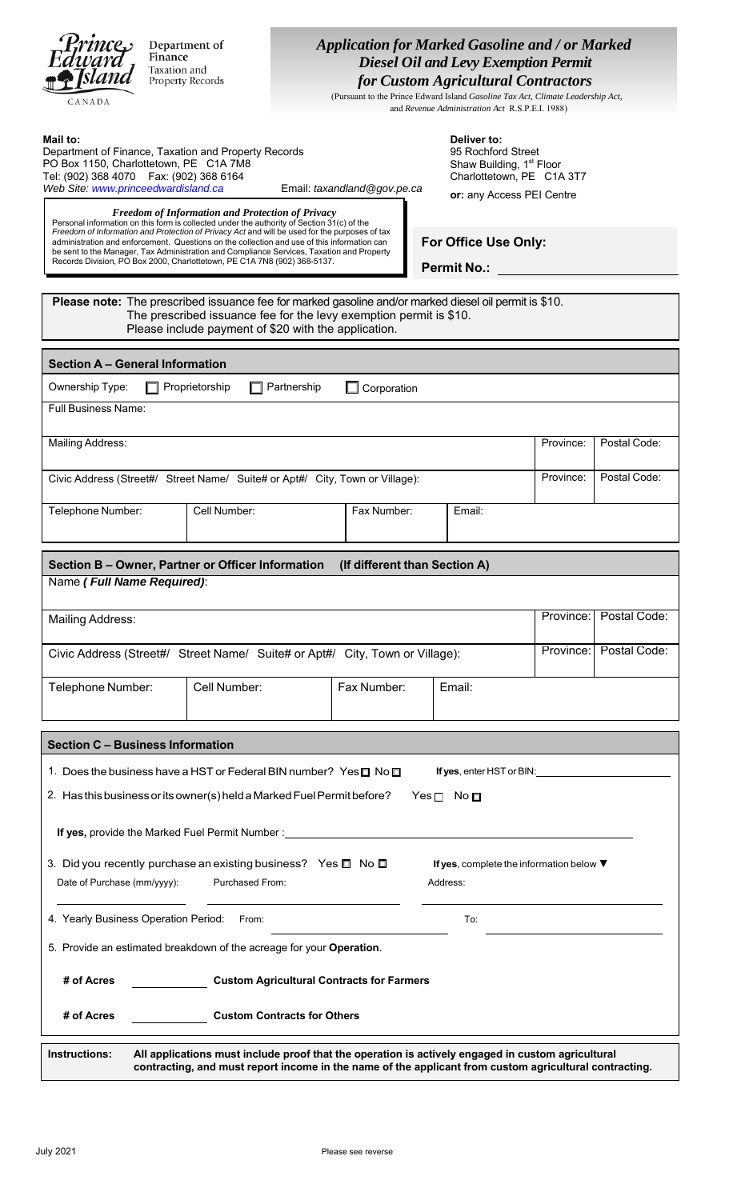Prince Edward Island CANADA
Department of Finance
Taxation and Property Records

# *Application for Marked Gasoline and / or Marked Diesel Oil and Levy Exemption Permit for Custom Agricultural Contractors*

(Pursuant to the Prince Edward Island *Gasoline Tax Act, Climate Leadership Act,* and *Revenue Administration Act* R.S.P.E.I. 1988)

**Mail to:**
Department of Finance, Taxation and Property Records
PO Box 1150, Charlottetown, PE C1A 7M8
Tel: (902) 368 4070 Fax: (902) 368 6164
*Web Site: www.princeedwardisland.ca* Email: *taxandland@gov.pe.ca*

**Deliver to:**
95 Rochford Street
Shaw Building, 1st Floor
Charlottetown, PE C1A 3T7
**or:** any Access PEI Centre

***Freedom of Information and Protection of Privacy***
Personal information on this form is collected under the authority of Section 31(c) of the *Freedom of Information and Protection of Privacy Act* and will be used for the purposes of tax administration and enforcement. Questions on the collection and use of this information can be sent to the Manager, Tax Administration and Compliance Services, Taxation and Property Records Division, PO Box 2000, Charlottetown, PE C1A 7N8 (902) 368-5137.

**For Office Use Only:**

**Permit No.:** ____________

**Please note:** The prescribed issuance fee for marked gasoline and/or marked diesel oil permit is $10.
The prescribed issuance fee for the levy exemption permit is $10.
Please include payment of $20 with the application.

## Section A – General Information

Ownership Type: ☐ Proprietorship ☐ Partnership ☐ Corporation

| Full Business Name: | | | | | |
|---|---|---|---|---|---|
| Mailing Address: | | | | Province: | Postal Code: |
| Civic Address (Street#/ Street Name/ Suite# or Apt#/ City, Town or Village): | | | | Province: | Postal Code: |
| Telephone Number: | Cell Number: | Fax Number: | Email: | | |

## Section B – Owner, Partner or Officer Information (If different than Section A)

| Name ***( Full Name Required)***: | | | | | |
|---|---|---|---|---|---|
| Mailing Address: | | | | Province: | Postal Code: |
| Civic Address (Street#/ Street Name/ Suite# or Apt#/ City, Town or Village): | | | | Province: | Postal Code: |
| Telephone Number: | Cell Number: | Fax Number: | Email: | | |

## Section C – Business Information

1. Does the business have a HST or Federal BIN number? Yes ☐ No ☐ **If yes**, enter HST or BIN: ____________
2. Has this business or its owner(s) held a Marked Fuel Permit before? Yes ☐ No ☐

**If yes,** provide the Marked Fuel Permit Number : ____________

3. Did you recently purchase an existing business? Yes ☐ No ☐ **If yes**, complete the information below ▼

Date of Purchase (mm/yyyy): ____________ Purchased From: ____________ Address: ____________

4. Yearly Business Operation Period: From: ____________ To: ____________
5. Provide an estimated breakdown of the acreage for your **Operation**.

**# of Acres** ____________ **Custom Agricultural Contracts for Farmers**

**# of Acres** ____________ **Custom Contracts for Others**

**Instructions:** **All applications must include proof that the operation is actively engaged in custom agricultural contracting, and must report income in the name of the applicant from custom agricultural contracting.**

July 2021 Please see reverse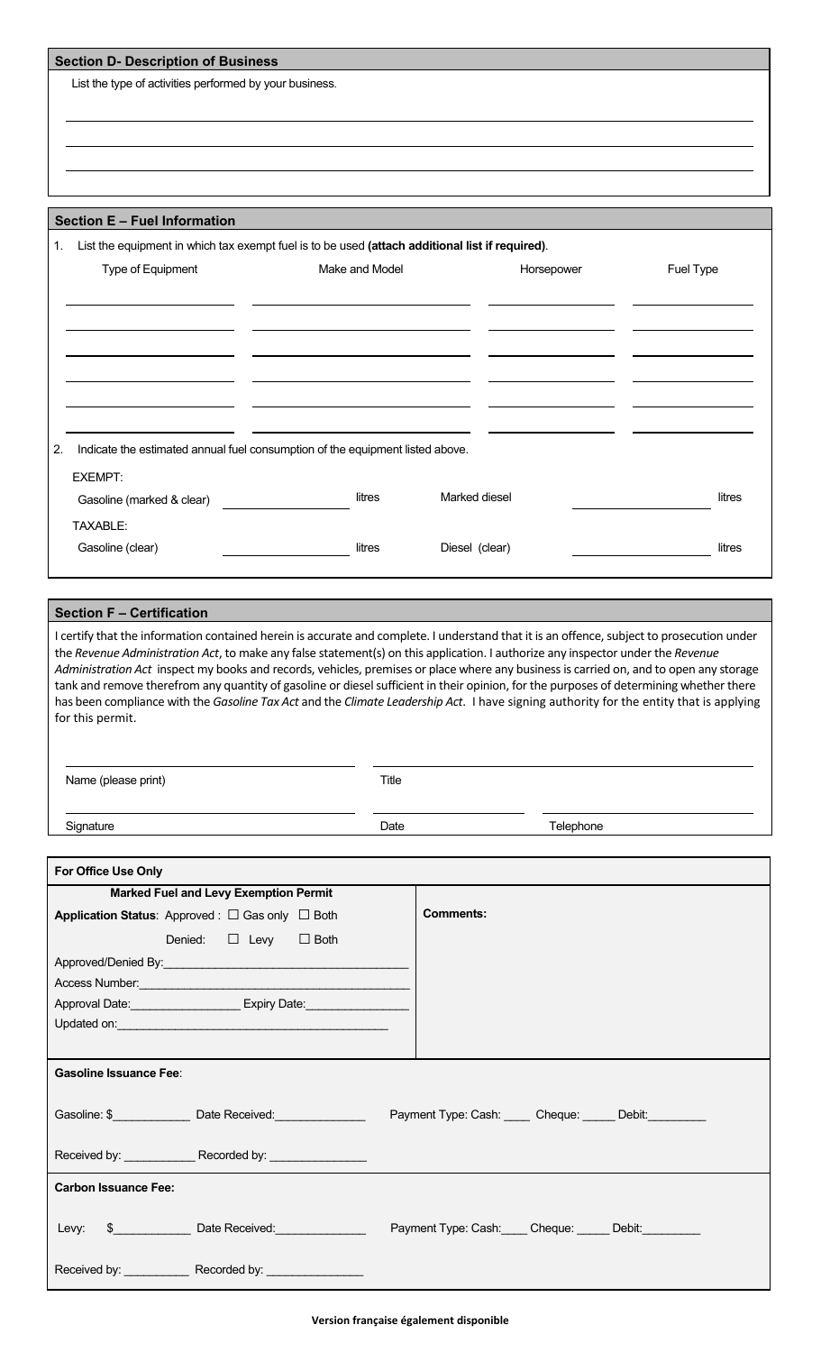## Section D- Description of Business

List the type of activities performed by your business.

## Section E – Fuel Information

1. List the equipment in which tax exempt fuel is to be used **(attach additional list if required)**.

| Type of Equipment | Make and Model | Horsepower | Fuel Type |
|---|---|---|---|
| | | | |
| | | | |
| | | | |
| | | | |
| | | | |
| | | | |

2. Indicate the estimated annual fuel consumption of the equipment listed above.

EXEMPT:

Gasoline (marked & clear) ______________ litres    Marked diesel ______________ litres

TAXABLE:

Gasoline (clear) ______________ litres    Diesel (clear) ______________ litres

## Section F – Certification

I certify that the information contained herein is accurate and complete. I understand that it is an offence, subject to prosecution under the *Revenue Administration Act*, to make any false statement(s) on this application. I authorize any inspector under the *Revenue Administration Act* inspect my books and records, vehicles, premises or place where any business is carried on, and to open any storage tank and remove therefrom any quantity of gasoline or diesel sufficient in their opinion, for the purposes of determining whether there has been compliance with the *Gasoline Tax Act* and the *Climate Leadership Act*. I have signing authority for the entity that is applying for this permit.

Name (please print) ______________________    Title ______________________

Signature ______________________    Date ______________    Telephone ______________

## For Office Use Only

**Marked Fuel and Levy Exemption Permit**

**Application Status**: Approved : ☐ Gas only ☐ Both

Denied: ☐ Levy ☐ Both

Approved/Denied By:______________________

Access Number:______________________

Approval Date:______________ Expiry Date:______________

Updated on:______________________

**Comments:**

**Gasoline Issuance Fee**:

Gasoline: $___________ Date Received:_____________ Payment Type: Cash: ____ Cheque: _____ Debit:________

Received by: __________ Recorded by: ______________

**Carbon Issuance Fee:**

Levy: $___________ Date Received:_____________ Payment Type: Cash:____ Cheque: _____ Debit:________

Received by: __________ Recorded by: ______________

**Version française également disponible**